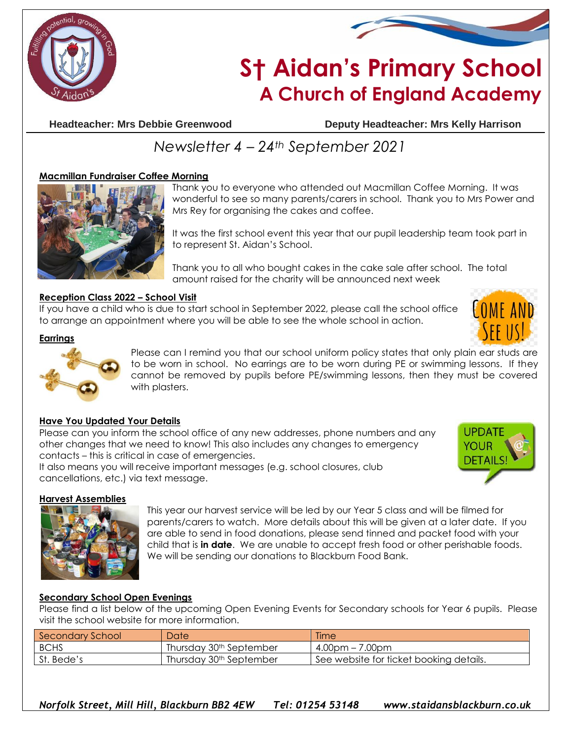# St Aidan's Primary School
## A Church of England Academy

**Headteacher: Mrs Debbie Greenwood** | **Deputy Headteacher: Mrs Kelly Harrison**

*Newsletter 4 – 24th September 2021*

### Macmillan Fundraiser Coffee Morning

Thank you to everyone who attended out Macmillan Coffee Morning. It was wonderful to see so many parents/carers in school. Thank you to Mrs Power and Mrs Rey for organising the cakes and coffee.

It was the first school event this year that our pupil leadership team took part in to represent St. Aidan's School.

Thank you to all who bought cakes in the cake sale after school. The total amount raised for the charity will be announced next week

### Reception Class 2022 – School Visit

If you have a child who is due to start school in September 2022, please call the school office to arrange an appointment where you will be able to see the whole school in action.

### Earrings

Please can I remind you that our school uniform policy states that only plain ear studs are to be worn in school. No earrings are to be worn during PE or swimming lessons. If they cannot be removed by pupils before PE/swimming lessons, then they must be covered with plasters.

### Have You Updated Your Details

Please can you inform the school office of any new addresses, phone numbers and any other changes that we need to know! This also includes any changes to emergency contacts – this is critical in case of emergencies.
It also means you will receive important messages (e.g. school closures, club cancellations, etc.) via text message.

### Harvest Assemblies

This year our harvest service will be led by our Year 5 class and will be filmed for parents/carers to watch. More details about this will be given at a later date. If you are able to send in food donations, please send tinned and packet food with your child that is **in date**. We are unable to accept fresh food or other perishable foods. We will be sending our donations to Blackburn Food Bank.

### Secondary School Open Evenings

Please find a list below of the upcoming Open Evening Events for Secondary schools for Year 6 pupils. Please visit the school website for more information.

| Secondary School | Date | Time |
|---|---|---|
| BCHS | Thursday 30th September | 4.00pm – 7.00pm |
| St. Bede's | Thursday 30th September | See website for ticket booking details. |

*Norfolk Street, Mill Hill, Blackburn BB2 4EW    Tel: 01254 53148    www.staidansblackburn.co.uk*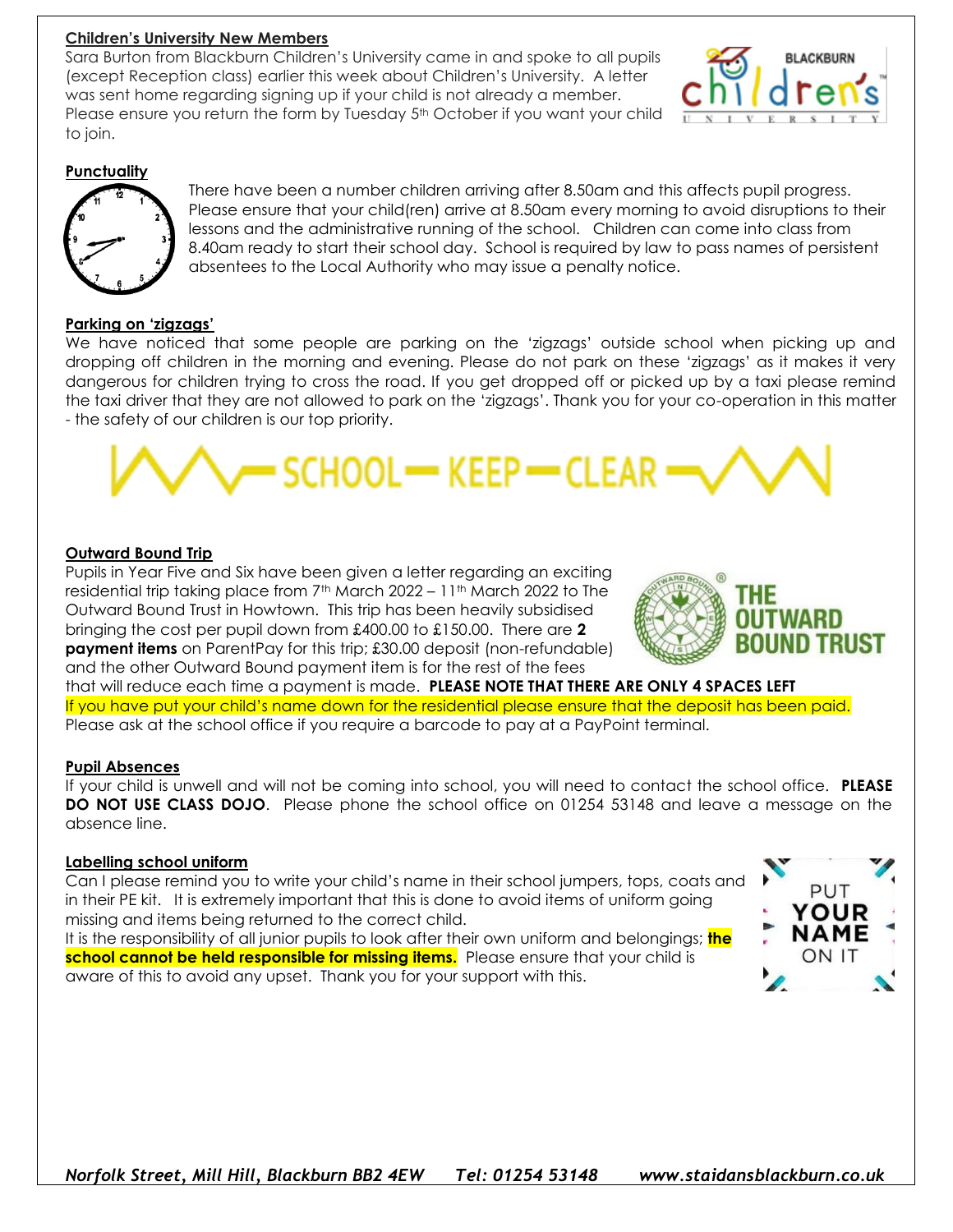## Children's University New Members

Sara Burton from Blackburn Children's University came in and spoke to all pupils (except Reception class) earlier this week about Children's University. A letter was sent home regarding signing up if your child is not already a member. Please ensure you return the form by Tuesday 5th October if you want your child to join.

## Punctuality

There have been a number children arriving after 8.50am and this affects pupil progress. Please ensure that your child(ren) arrive at 8.50am every morning to avoid disruptions to their lessons and the administrative running of the school. Children can come into class from 8.40am ready to start their school day. School is required by law to pass names of persistent absentees to the Local Authority who may issue a penalty notice.

## Parking on 'zigzags'

We have noticed that some people are parking on the 'zigzags' outside school when picking up and dropping off children in the morning and evening. Please do not park on these 'zigzags' as it makes it very dangerous for children trying to cross the road. If you get dropped off or picked up by a taxi please remind the taxi driver that they are not allowed to park on the 'zigzags'. Thank you for your co-operation in this matter - the safety of our children is our top priority.

SCHOOL — KEEP — CLEAR

## Outward Bound Trip

Pupils in Year Five and Six have been given a letter regarding an exciting residential trip taking place from 7th March 2022 – 11th March 2022 to The Outward Bound Trust in Howtown. This trip has been heavily subsidised bringing the cost per pupil down from £400.00 to £150.00. There are **2 payment items** on ParentPay for this trip; £30.00 deposit (non-refundable) and the other Outward Bound payment item is for the rest of the fees that will reduce each time a payment is made. **PLEASE NOTE THAT THERE ARE ONLY 4 SPACES LEFT**

If you have put your child's name down for the residential please ensure that the deposit has been paid.

Please ask at the school office if you require a barcode to pay at a PayPoint terminal.

## Pupil Absences

If your child is unwell and will not be coming into school, you will need to contact the school office. **PLEASE DO NOT USE CLASS DOJO**. Please phone the school office on 01254 53148 and leave a message on the absence line.

## Labelling school uniform

Can I please remind you to write your child's name in their school jumpers, tops, coats and in their PE kit. It is extremely important that this is done to avoid items of uniform going missing and items being returned to the correct child.

It is the responsibility of all junior pupils to look after their own uniform and belongings; **the school cannot be held responsible for missing items.** Please ensure that your child is aware of this to avoid any upset. Thank you for your support with this.

PUT YOUR NAME ON IT

*Norfolk Street, Mill Hill, Blackburn BB2 4EW Tel: 01254 53148 www.staidansblackburn.co.uk*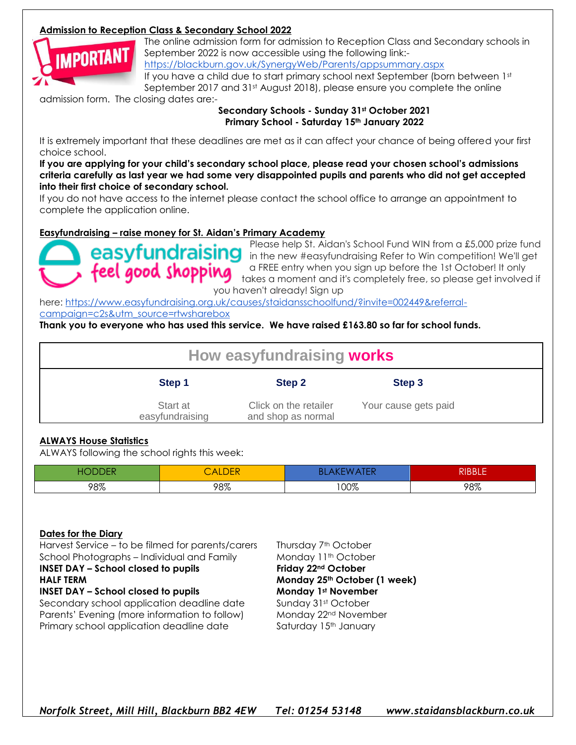## Admission to Reception Class & Secondary School 2022

The online admission form for admission to Reception Class and Secondary schools in September 2022 is now accessible using the following link:- https://blackburn.gov.uk/SynergyWeb/Parents/appsummary.aspx

If you have a child due to start primary school next September (born between 1st September 2017 and 31st August 2018), please ensure you complete the online admission form. The closing dates are:-

**Secondary Schools - Sunday 31st October 2021**
**Primary School - Saturday 15th January 2022**

It is extremely important that these deadlines are met as it can affect your chance of being offered your first choice school.

**If you are applying for your child's secondary school place, please read your chosen school's admissions criteria carefully as last year we had some very disappointed pupils and parents who did not get accepted into their first choice of secondary school.**

If you do not have access to the internet please contact the school office to arrange an appointment to complete the application online.

## Easyfundraising – raise money for St. Aidan's Primary Academy

Please help St. Aidan's School Fund WIN from a £5,000 prize fund in the new #easyfundraising Refer to Win competition! We'll get a FREE entry when you sign up before the 1st October! It only takes a moment and it's completely free, so please get involved if you haven't already! Sign up here: https://www.easyfundraising.org.uk/causes/staidansschoolfund/?invite=002449&referral-campaign=c2s&utm_source=rtwsharebox

**Thank you to everyone who has used this service. We have raised £163.80 so far for school funds.**

| How easyfundraising works | | |
|---|---|---|
| **Step 1** | **Step 2** | **Step 3** |
| Start at easyfundraising | Click on the retailer and shop as normal | Your cause gets paid |

## ALWAYS House Statistics

ALWAYS following the school rights this week:

| HODDER | CALDER | BLAKEWATER | RIBBLE |
|---|---|---|---|
| 98% | 98% | 100% | 98% |

## Dates for the Diary

| | |
|---|---|
| Harvest Service – to be filmed for parents/carers | Thursday 7th October |
| School Photographs – Individual and Family | Monday 11th October |
| **INSET DAY – School closed to pupils** | **Friday 22nd October** |
| **HALF TERM** | **Monday 25th October (1 week)** |
| **INSET DAY – School closed to pupils** | **Monday 1st November** |
| Secondary school application deadline date | Sunday 31st October |
| Parents' Evening (more information to follow) | Monday 22nd November |
| Primary school application deadline date | Saturday 15th January |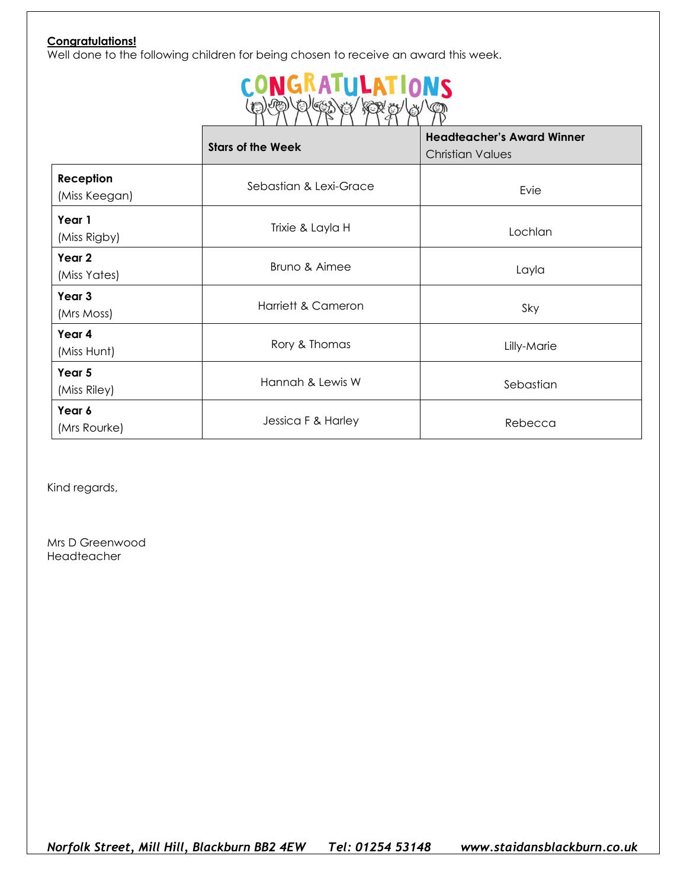**Congratulations!**
Well done to the following children for being chosen to receive an award this week.

CONGRATULATIONS

| | Stars of the Week | Headteacher's Award Winner Christian Values |
|---|---|---|
| **Reception** (Miss Keegan) | Sebastian & Lexi-Grace | Evie |
| **Year 1** (Miss Rigby) | Trixie & Layla H | Lochlan |
| **Year 2** (Miss Yates) | Bruno & Aimee | Layla |
| **Year 3** (Mrs Moss) | Harriett & Cameron | Sky |
| **Year 4** (Miss Hunt) | Rory & Thomas | Lilly-Marie |
| **Year 5** (Miss Riley) | Hannah & Lewis W | Sebastian |
| **Year 6** (Mrs Rourke) | Jessica F & Harley | Rebecca |

Kind regards,

Mrs D Greenwood
Headteacher

*Norfolk Street, Mill Hill, Blackburn BB2 4EW    Tel: 01254 53148    www.staidansblackburn.co.uk*